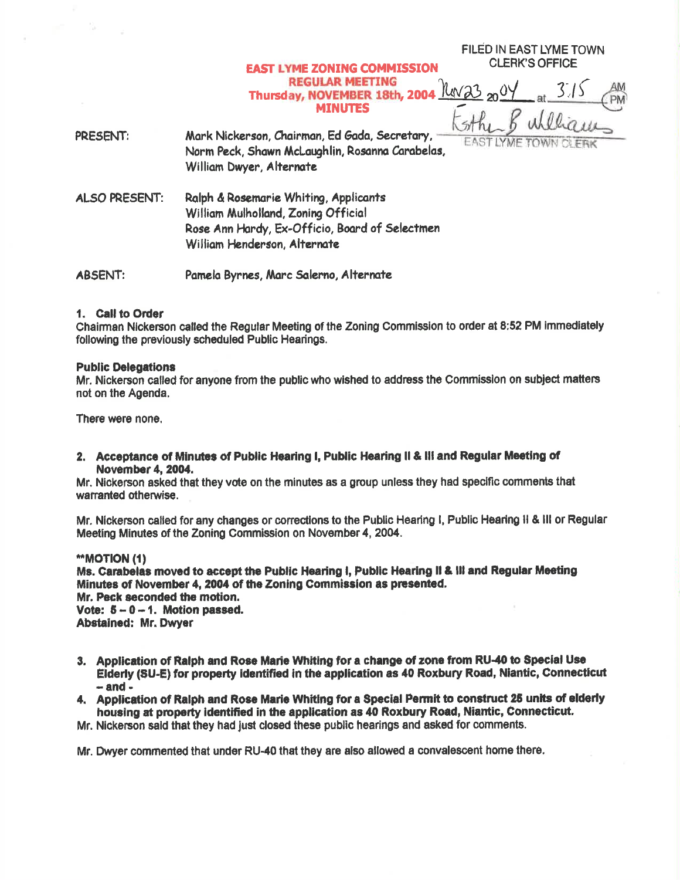FILED IN EAST LYME TOWN CLERK'S OFFICE

Nov 23 2004 at 3:15 PM

Esther B. Williams
EAST LYME TOWN CLERK

# EAST LYME ZONING COMMISSION
## REGULAR MEETING
## Thursday, NOVEMBER 18th, 2004
## MINUTES

PRESENT: Mark Nickerson, Chairman, Ed Gada, Secretary, Norm Peck, Shawn McLaughlin, Rosanna Carabelas, William Dwyer, Alternate

ALSO PRESENT: Ralph & Rosemarie Whiting, Applicants
William Mulholland, Zoning Official
Rose Ann Hardy, Ex-Officio, Board of Selectmen
William Henderson, Alternate

ABSENT: Pamela Byrnes, Marc Salerno, Alternate

**1. Call to Order**

Chairman Nickerson called the Regular Meeting of the Zoning Commission to order at 8:52 PM immediately following the previously scheduled Public Hearings.

**Public Delegations**

Mr. Nickerson called for anyone from the public who wished to address the Commission on subject matters not on the Agenda.

There were none.

**2. Acceptance of Minutes of Public Hearing I, Public Hearing II & III and Regular Meeting of November 4, 2004.**

Mr. Nickerson asked that they vote on the minutes as a group unless they had specific comments that warranted otherwise.

Mr. Nickerson called for any changes or corrections to the Public Hearing I, Public Hearing II & III or Regular Meeting Minutes of the Zoning Commission on November 4, 2004.

**\*\*MOTION (1)**
**Ms. Carabelas moved to accept the Public Hearing I, Public Hearing II & III and Regular Meeting Minutes of November 4, 2004 of the Zoning Commission as presented.**
**Mr. Peck seconded the motion.**
**Vote: 5 – 0 – 1. Motion passed.**
**Abstained: Mr. Dwyer**

**3. Application of Ralph and Rose Marie Whiting for a change of zone from RU-40 to Special Use Elderly (SU-E) for property identified in the application as 40 Roxbury Road, Niantic, Connecticut – and -**

**4. Application of Ralph and Rose Marie Whiting for a Special Permit to construct 25 units of elderly housing at property identified in the application as 40 Roxbury Road, Niantic, Connecticut.**

Mr. Nickerson said that they had just closed these public hearings and asked for comments.

Mr. Dwyer commented that under RU-40 that they are also allowed a convalescent home there.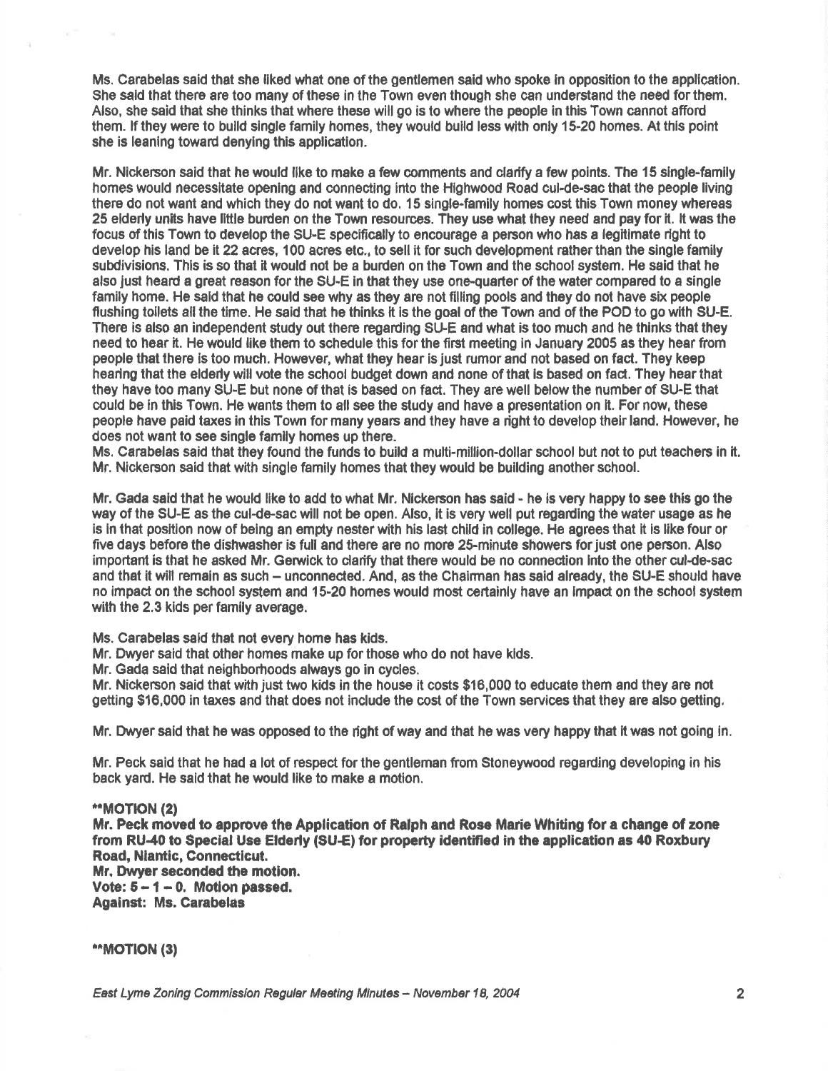Ms. Carabelas said that she liked what one of the gentlemen said who spoke in opposition to the application. She said that there are too many of these in the Town even though she can understand the need for them. Also, she said that she thinks that where these will go is to where the people in this Town cannot afford them. If they were to build single family homes, they would build less with only 15-20 homes. At this point she is leaning toward denying this application.

Mr. Nickerson said that he would like to make a few comments and clarify a few points. The 15 single-family homes would necessitate opening and connecting into the Highwood Road cul-de-sac that the people living there do not want and which they do not want to do. 15 single-family homes cost this Town money whereas 25 elderly units have little burden on the Town resources. They use what they need and pay for it. It was the focus of this Town to develop the SU-E specifically to encourage a person who has a legitimate right to develop his land be it 22 acres, 100 acres etc., to sell it for such development rather than the single family subdivisions. This is so that it would not be a burden on the Town and the school system. He said that he also just heard a great reason for the SU-E in that they use one-quarter of the water compared to a single family home. He said that he could see why as they are not filling pools and they do not have six people flushing toilets all the time. He said that he thinks it is the goal of the Town and of the POD to go with SU-E. There is also an independent study out there regarding SU-E and what is too much and he thinks that they need to hear it. He would like them to schedule this for the first meeting in January 2005 as they hear from people that there is too much. However, what they hear is just rumor and not based on fact. They keep hearing that the elderly will vote the school budget down and none of that is based on fact. They hear that they have too many SU-E but none of that is based on fact. They are well below the number of SU-E that could be in this Town. He wants them to all see the study and have a presentation on it. For now, these people have paid taxes in this Town for many years and they have a right to develop their land. However, he does not want to see single family homes up there.
Ms. Carabelas said that they found the funds to build a multi-million-dollar school but not to put teachers in it.
Mr. Nickerson said that with single family homes that they would be building another school.

Mr. Gada said that he would like to add to what Mr. Nickerson has said - he is very happy to see this go the way of the SU-E as the cul-de-sac will not be open. Also, it is very well put regarding the water usage as he is in that position now of being an empty nester with his last child in college. He agrees that it is like four or five days before the dishwasher is full and there are no more 25-minute showers for just one person. Also important is that he asked Mr. Gerwick to clarify that there would be no connection into the other cul-de-sac and that it will remain as such – unconnected. And, as the Chairman has said already, the SU-E should have no impact on the school system and 15-20 homes would most certainly have an impact on the school system with the 2.3 kids per family average.

Ms. Carabelas said that not every home has kids.
Mr. Dwyer said that other homes make up for those who do not have kids.
Mr. Gada said that neighborhoods always go in cycles.
Mr. Nickerson said that with just two kids in the house it costs $16,000 to educate them and they are not getting $16,000 in taxes and that does not include the cost of the Town services that they are also getting.

Mr. Dwyer said that he was opposed to the right of way and that he was very happy that it was not going in.

Mr. Peck said that he had a lot of respect for the gentleman from Stoneywood regarding developing in his back yard. He said that he would like to make a motion.

****MOTION (2)**
**Mr. Peck moved to approve the Application of Ralph and Rose Marie Whiting for a change of zone from RU-40 to Special Use Elderly (SU-E) for property identified in the application as 40 Roxbury Road, Niantic, Connecticut.**
**Mr. Dwyer seconded the motion.**
**Vote: 5 – 1 – 0. Motion passed.**
**Against: Ms. Carabelas**

****MOTION (3)**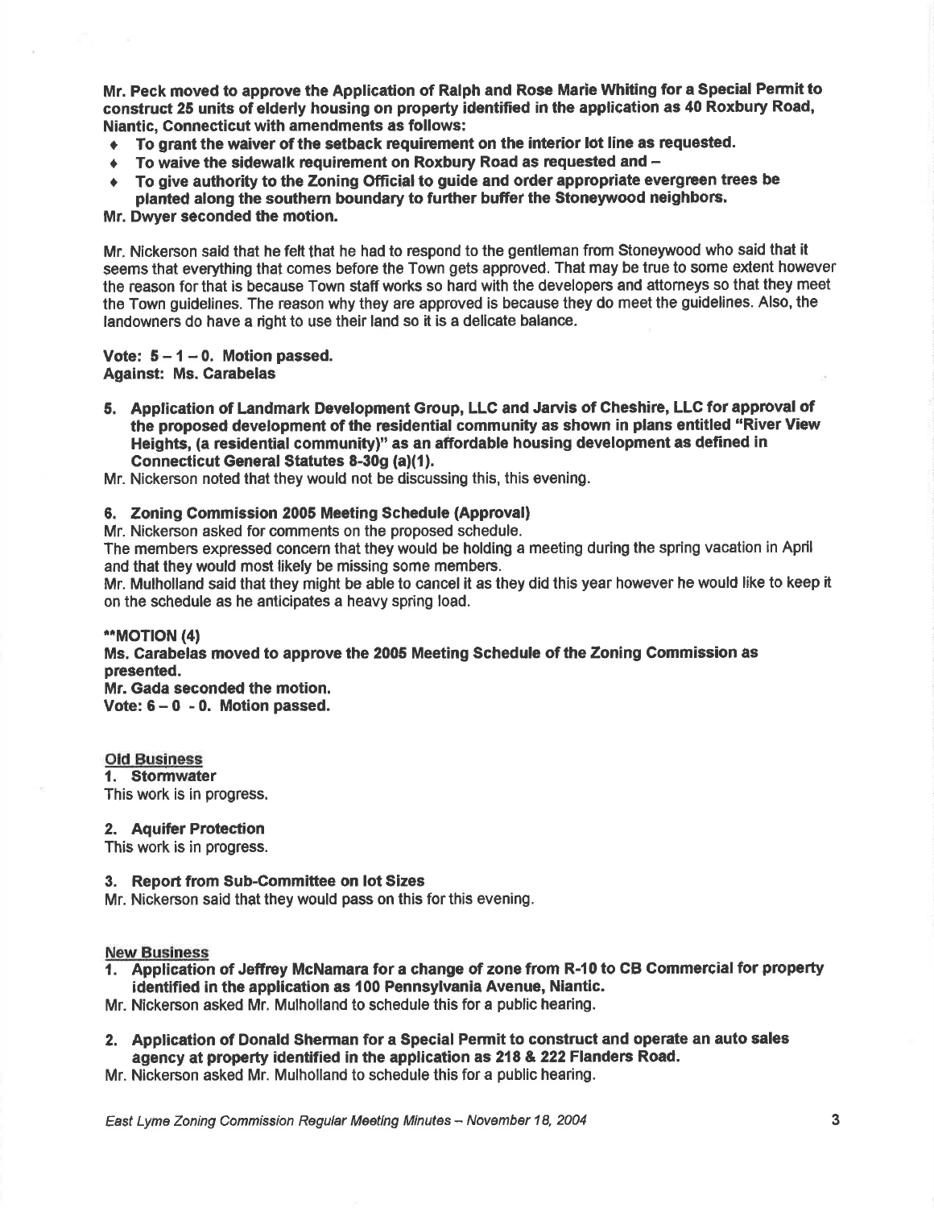**Mr. Peck moved to approve the Application of Ralph and Rose Marie Whiting for a Special Permit to construct 25 units of elderly housing on property identified in the application as 40 Roxbury Road, Niantic, Connecticut with amendments as follows:**

- **To grant the waiver of the setback requirement on the interior lot line as requested.**
- **To waive the sidewalk requirement on Roxbury Road as requested and –**
- **To give authority to the Zoning Official to guide and order appropriate evergreen trees be planted along the southern boundary to further buffer the Stoneywood neighbors.**

**Mr. Dwyer seconded the motion.**

Mr. Nickerson said that he felt that he had to respond to the gentleman from Stoneywood who said that it seems that everything that comes before the Town gets approved. That may be true to some extent however the reason for that is because Town staff works so hard with the developers and attorneys so that they meet the Town guidelines. The reason why they are approved is because they do meet the guidelines. Also, the landowners do have a right to use their land so it is a delicate balance.

**Vote: 5 – 1 – 0. Motion passed.**
**Against: Ms. Carabelas**

5. **Application of Landmark Development Group, LLC and Jarvis of Cheshire, LLC for approval of the proposed development of the residential community as shown in plans entitled "River View Heights, (a residential community)" as an affordable housing development as defined in Connecticut General Statutes 8-30g (a)(1).**

Mr. Nickerson noted that they would not be discussing this, this evening.

6. **Zoning Commission 2005 Meeting Schedule (Approval)**

Mr. Nickerson asked for comments on the proposed schedule.
The members expressed concern that they would be holding a meeting during the spring vacation in April and that they would most likely be missing some members.
Mr. Mulholland said that they might be able to cancel it as they did this year however he would like to keep it on the schedule as he anticipates a heavy spring load.

**\*\*MOTION (4)**
**Ms. Carabelas moved to approve the 2005 Meeting Schedule of the Zoning Commission as presented.**
**Mr. Gada seconded the motion.**
**Vote: 6 – 0 - 0. Motion passed.**

**Old Business**

1. **Stormwater**

This work is in progress.

2. **Aquifer Protection**

This work is in progress.

3. **Report from Sub-Committee on lot Sizes**

Mr. Nickerson said that they would pass on this for this evening.

**New Business**

1. **Application of Jeffrey McNamara for a change of zone from R-10 to CB Commercial for property identified in the application as 100 Pennsylvania Avenue, Niantic.**

Mr. Nickerson asked Mr. Mulholland to schedule this for a public hearing.

2. **Application of Donald Sherman for a Special Permit to construct and operate an auto sales agency at property identified in the application as 218 & 222 Flanders Road.**

Mr. Nickerson asked Mr. Mulholland to schedule this for a public hearing.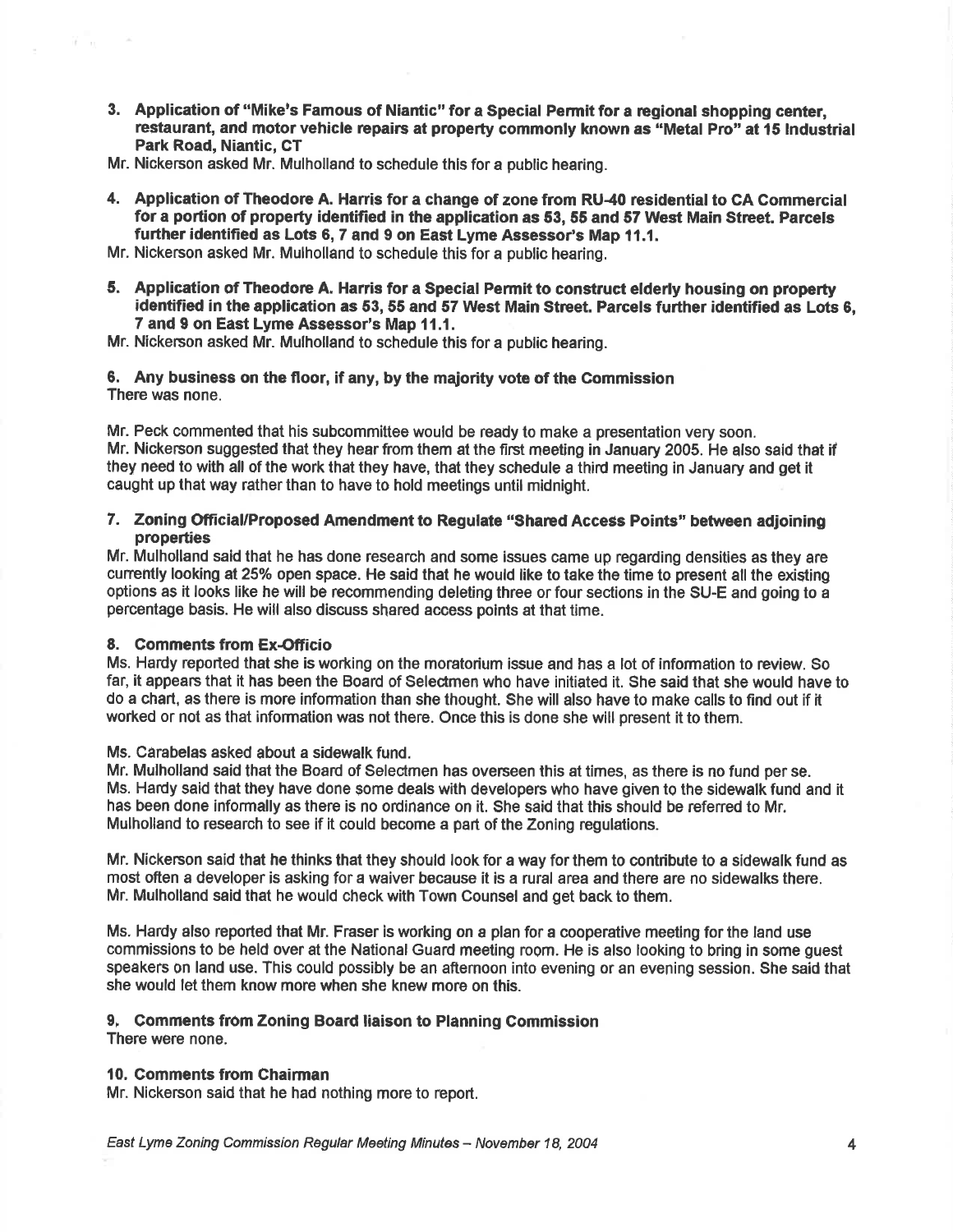**3. Application of "Mike's Famous of Niantic" for a Special Permit for a regional shopping center, restaurant, and motor vehicle repairs at property commonly known as "Metal Pro" at 15 Industrial Park Road, Niantic, CT**

Mr. Nickerson asked Mr. Mulholland to schedule this for a public hearing.

**4. Application of Theodore A. Harris for a change of zone from RU-40 residential to CA Commercial for a portion of property identified in the application as 53, 55 and 57 West Main Street. Parcels further identified as Lots 6, 7 and 9 on East Lyme Assessor's Map 11.1.**

Mr. Nickerson asked Mr. Mulholland to schedule this for a public hearing.

**5. Application of Theodore A. Harris for a Special Permit to construct elderly housing on property identified in the application as 53, 55 and 57 West Main Street. Parcels further identified as Lots 6, 7 and 9 on East Lyme Assessor's Map 11.1.**

Mr. Nickerson asked Mr. Mulholland to schedule this for a public hearing.

**6. Any business on the floor, if any, by the majority vote of the Commission**

There was none.

Mr. Peck commented that his subcommittee would be ready to make a presentation very soon.
Mr. Nickerson suggested that they hear from them at the first meeting in January 2005. He also said that if they need to with all of the work that they have, that they schedule a third meeting in January and get it caught up that way rather than to have to hold meetings until midnight.

**7. Zoning Official/Proposed Amendment to Regulate "Shared Access Points" between adjoining properties**

Mr. Mulholland said that he has done research and some issues came up regarding densities as they are currently looking at 25% open space. He said that he would like to take the time to present all the existing options as it looks like he will be recommending deleting three or four sections in the SU-E and going to a percentage basis. He will also discuss shared access points at that time.

**8. Comments from Ex-Officio**

Ms. Hardy reported that she is working on the moratorium issue and has a lot of information to review. So far, it appears that it has been the Board of Selectmen who have initiated it. She said that she would have to do a chart, as there is more information than she thought. She will also have to make calls to find out if it worked or not as that information was not there. Once this is done she will present it to them.

Ms. Carabelas asked about a sidewalk fund.
Mr. Mulholland said that the Board of Selectmen has overseen this at times, as there is no fund per se.
Ms. Hardy said that they have done some deals with developers who have given to the sidewalk fund and it has been done informally as there is no ordinance on it. She said that this should be referred to Mr. Mulholland to research to see if it could become a part of the Zoning regulations.

Mr. Nickerson said that he thinks that they should look for a way for them to contribute to a sidewalk fund as most often a developer is asking for a waiver because it is a rural area and there are no sidewalks there.
Mr. Mulholland said that he would check with Town Counsel and get back to them.

Ms. Hardy also reported that Mr. Fraser is working on a plan for a cooperative meeting for the land use commissions to be held over at the National Guard meeting room. He is also looking to bring in some guest speakers on land use. This could possibly be an afternoon into evening or an evening session. She said that she would let them know more when she knew more on this.

**9. Comments from Zoning Board liaison to Planning Commission**

There were none.

**10. Comments from Chairman**

Mr. Nickerson said that he had nothing more to report.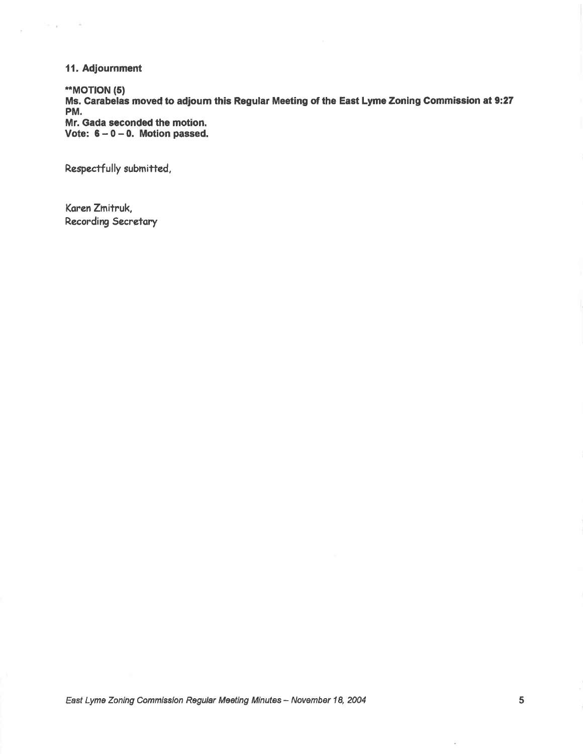## 11. Adjournment

**\*\*MOTION (5)**
**Ms. Carabelas moved to adjourn this Regular Meeting of the East Lyme Zoning Commission at 9:27 PM.**
**Mr. Gada seconded the motion.**
**Vote: 6 – 0 – 0. Motion passed.**

Respectfully submitted,

Karen Zmitruk,
Recording Secretary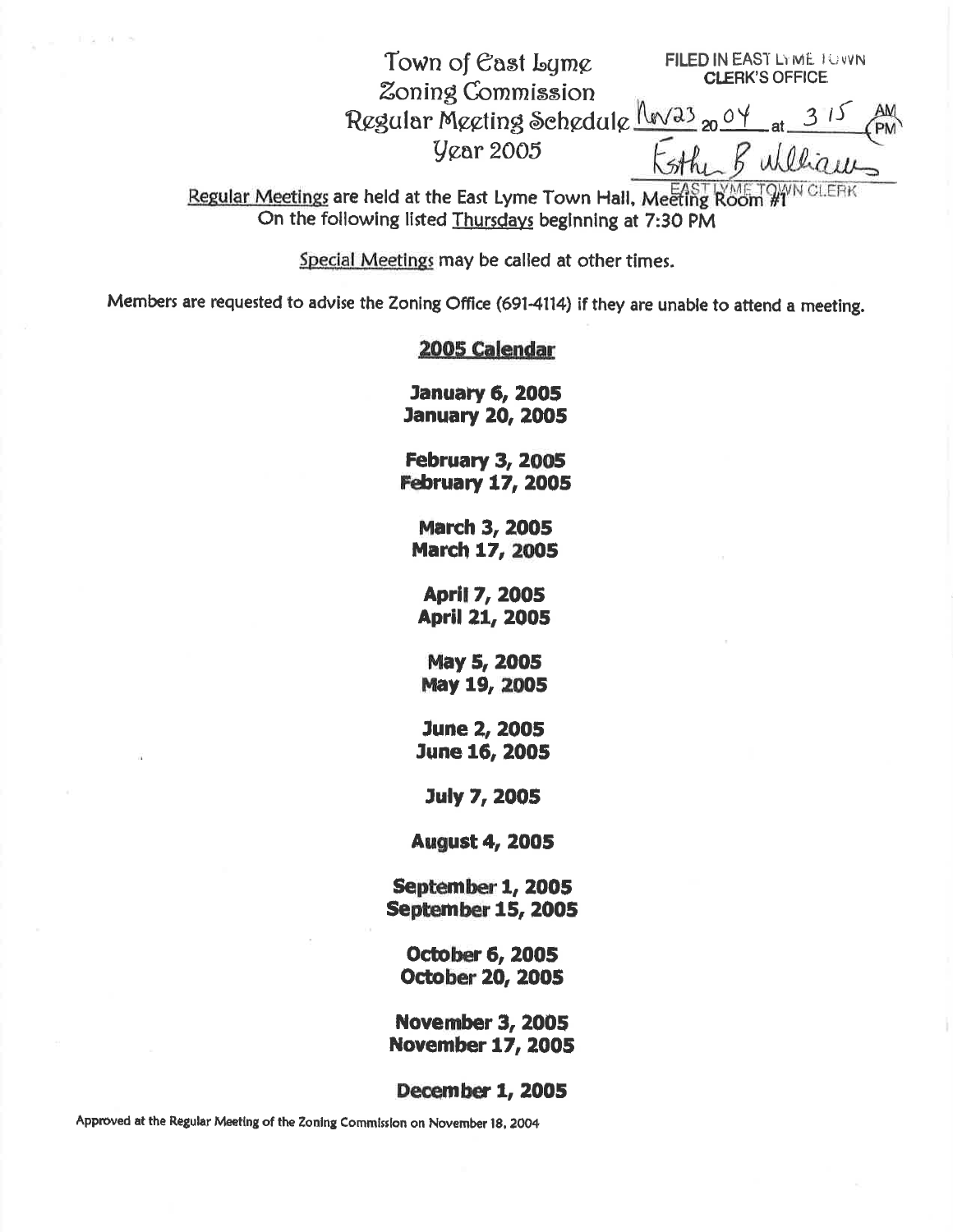# Town of East Lyme
## Zoning Commission
## Regular Meeting Schedule
## Year 2005

FILED IN EAST LYME TOWN CLERK'S OFFICE
Nov 23 20 04 at 3 15 PM
Esther B Williams
EAST LYME TOWN CLERK

Regular Meetings are held at the East Lyme Town Hall, Meeting Room #1
On the following listed Thursdays beginning at 7:30 PM

Special Meetings may be called at other times.

Members are requested to advise the Zoning Office (691-4114) if they are unable to attend a meeting.

## 2005 Calendar

**January 6, 2005**
**January 20, 2005**

**February 3, 2005**
**February 17, 2005**

**March 3, 2005**
**March 17, 2005**

**April 7, 2005**
**April 21, 2005**

**May 5, 2005**
**May 19, 2005**

**June 2, 2005**
**June 16, 2005**

**July 7, 2005**

**August 4, 2005**

**September 1, 2005**
**September 15, 2005**

**October 6, 2005**
**October 20, 2005**

**November 3, 2005**
**November 17, 2005**

**December 1, 2005**

Approved at the Regular Meeting of the Zoning Commission on November 18, 2004